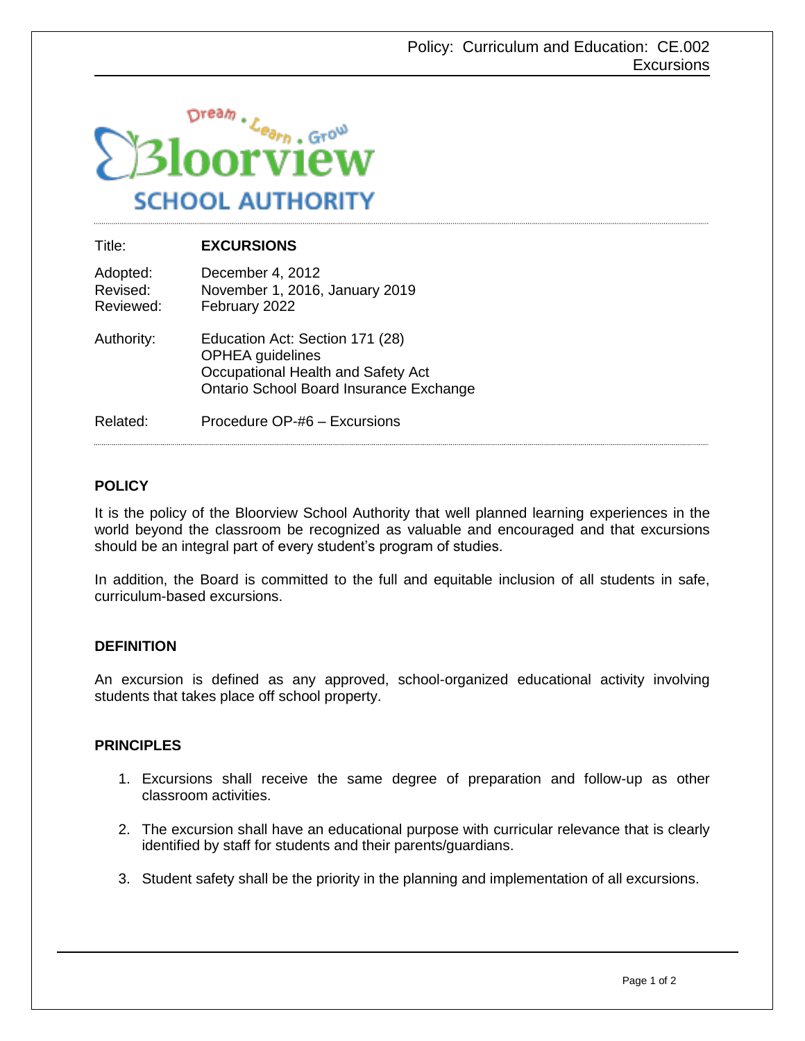Bloorview School Authority

Dream • Learn • Grow

| | |
|---|---|
| Title: | **EXCURSIONS** |
| Adopted: | December 4, 2012 |
| Revised: | November 1, 2016, January 2019 |
| Reviewed: | February 2022 |
| Authority: | Education Act: Section 171 (28)<br>OPHEA guidelines<br>Occupational Health and Safety Act<br>Ontario School Board Insurance Exchange |
| Related: | Procedure OP-#6 – Excursions |

## POLICY

It is the policy of the Bloorview School Authority that well planned learning experiences in the world beyond the classroom be recognized as valuable and encouraged and that excursions should be an integral part of every student's program of studies.

In addition, the Board is committed to the full and equitable inclusion of all students in safe, curriculum-based excursions.

## DEFINITION

An excursion is defined as any approved, school-organized educational activity involving students that takes place off school property.

## PRINCIPLES

1. Excursions shall receive the same degree of preparation and follow-up as other classroom activities.

2. The excursion shall have an educational purpose with curricular relevance that is clearly identified by staff for students and their parents/guardians.

3. Student safety shall be the priority in the planning and implementation of all excursions.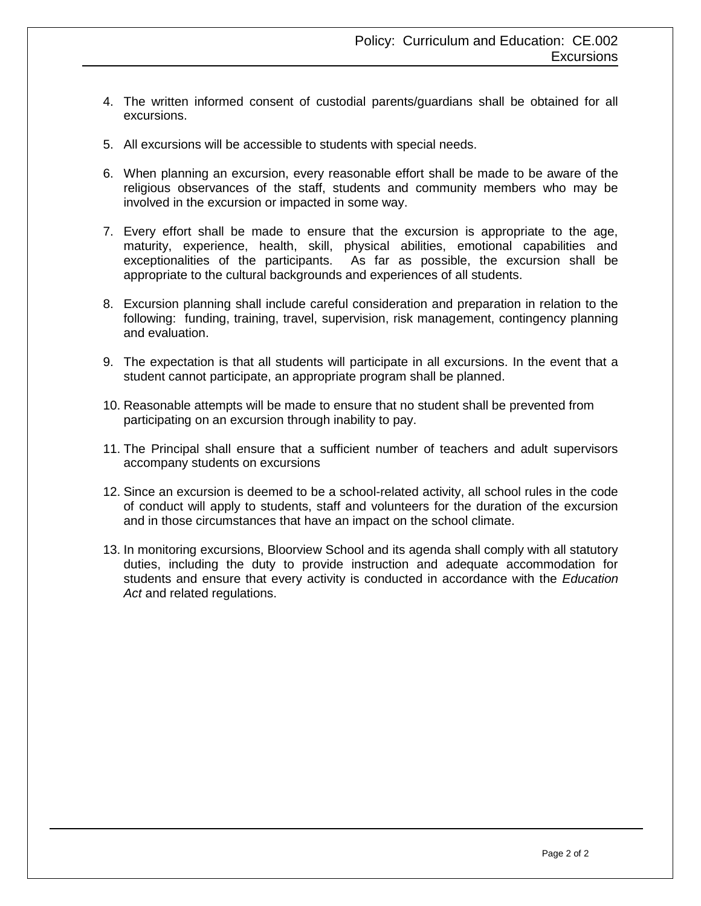4. The written informed consent of custodial parents/guardians shall be obtained for all excursions.

5. All excursions will be accessible to students with special needs.

6. When planning an excursion, every reasonable effort shall be made to be aware of the religious observances of the staff, students and community members who may be involved in the excursion or impacted in some way.

7. Every effort shall be made to ensure that the excursion is appropriate to the age, maturity, experience, health, skill, physical abilities, emotional capabilities and exceptionalities of the participants. As far as possible, the excursion shall be appropriate to the cultural backgrounds and experiences of all students.

8. Excursion planning shall include careful consideration and preparation in relation to the following: funding, training, travel, supervision, risk management, contingency planning and evaluation.

9. The expectation is that all students will participate in all excursions. In the event that a student cannot participate, an appropriate program shall be planned.

10. Reasonable attempts will be made to ensure that no student shall be prevented from participating on an excursion through inability to pay.

11. The Principal shall ensure that a sufficient number of teachers and adult supervisors accompany students on excursions

12. Since an excursion is deemed to be a school-related activity, all school rules in the code of conduct will apply to students, staff and volunteers for the duration of the excursion and in those circumstances that have an impact on the school climate.

13. In monitoring excursions, Bloorview School and its agenda shall comply with all statutory duties, including the duty to provide instruction and adequate accommodation for students and ensure that every activity is conducted in accordance with the *Education Act* and related regulations.